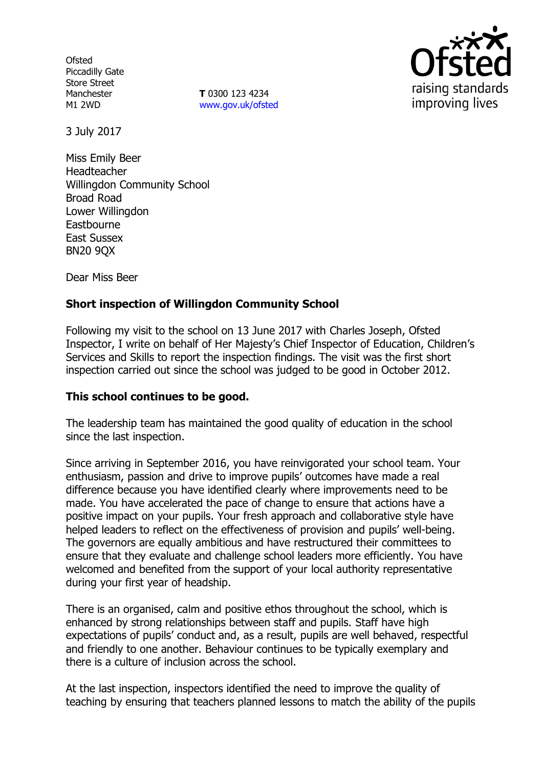Ofsted
Piccadilly Gate
Store Street
Manchester
M1 2WD

**T** 0300 123 4234
www.gov.uk/ofsted

3 July 2017

Miss Emily Beer
Headteacher
Willingdon Community School
Broad Road
Lower Willingdon
Eastbourne
East Sussex
BN20 9QX

Dear Miss Beer

**Short inspection of Willingdon Community School**

Following my visit to the school on 13 June 2017 with Charles Joseph, Ofsted Inspector, I write on behalf of Her Majesty's Chief Inspector of Education, Children's Services and Skills to report the inspection findings. The visit was the first short inspection carried out since the school was judged to be good in October 2012.

**This school continues to be good.**

The leadership team has maintained the good quality of education in the school since the last inspection.

Since arriving in September 2016, you have reinvigorated your school team. Your enthusiasm, passion and drive to improve pupils' outcomes have made a real difference because you have identified clearly where improvements need to be made. You have accelerated the pace of change to ensure that actions have a positive impact on your pupils. Your fresh approach and collaborative style have helped leaders to reflect on the effectiveness of provision and pupils' well-being. The governors are equally ambitious and have restructured their committees to ensure that they evaluate and challenge school leaders more efficiently. You have welcomed and benefited from the support of your local authority representative during your first year of headship.

There is an organised, calm and positive ethos throughout the school, which is enhanced by strong relationships between staff and pupils. Staff have high expectations of pupils' conduct and, as a result, pupils are well behaved, respectful and friendly to one another. Behaviour continues to be typically exemplary and there is a culture of inclusion across the school.

At the last inspection, inspectors identified the need to improve the quality of teaching by ensuring that teachers planned lessons to match the ability of the pupils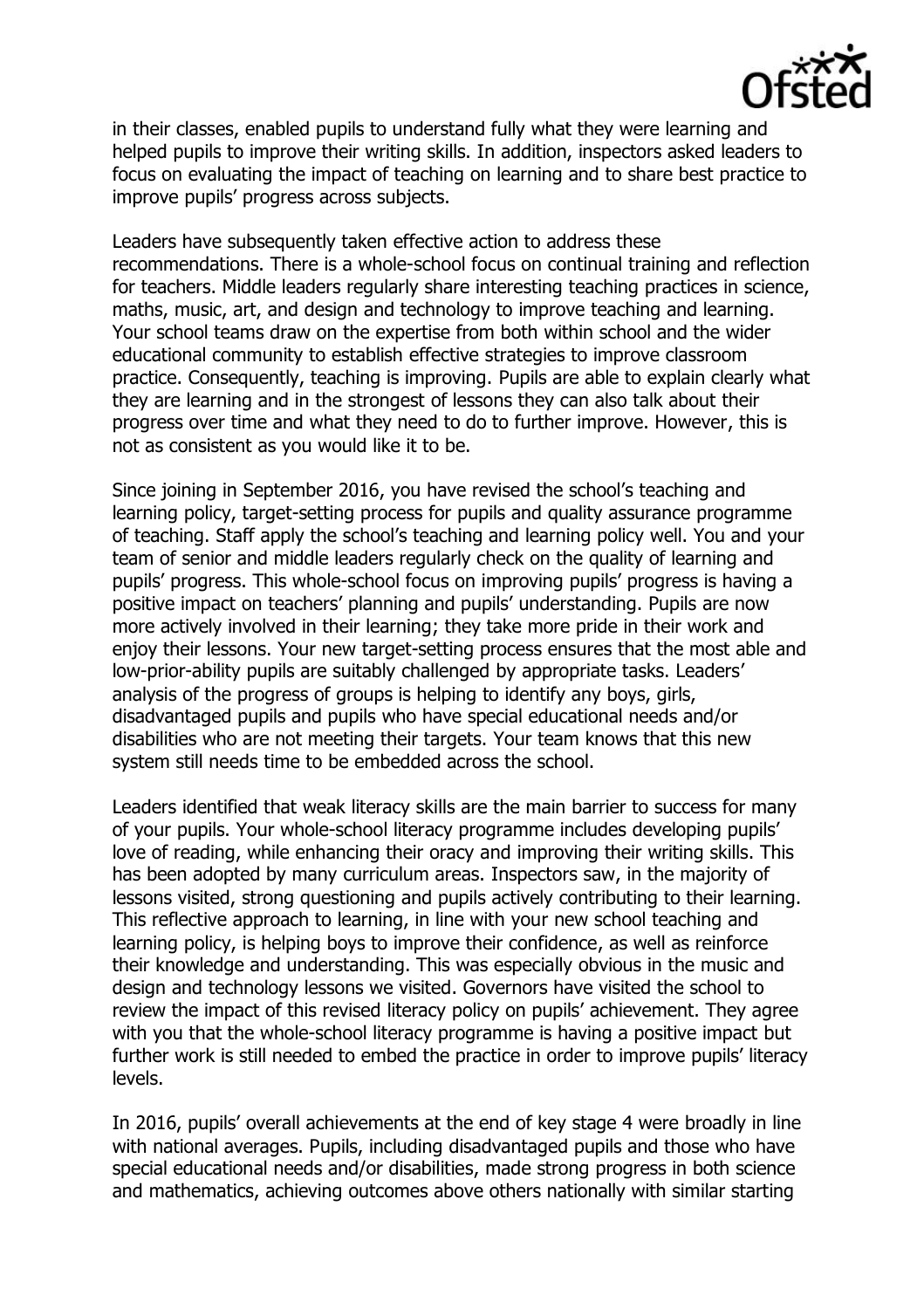in their classes, enabled pupils to understand fully what they were learning and helped pupils to improve their writing skills. In addition, inspectors asked leaders to focus on evaluating the impact of teaching on learning and to share best practice to improve pupils' progress across subjects.

Leaders have subsequently taken effective action to address these recommendations. There is a whole-school focus on continual training and reflection for teachers. Middle leaders regularly share interesting teaching practices in science, maths, music, art, and design and technology to improve teaching and learning. Your school teams draw on the expertise from both within school and the wider educational community to establish effective strategies to improve classroom practice. Consequently, teaching is improving. Pupils are able to explain clearly what they are learning and in the strongest of lessons they can also talk about their progress over time and what they need to do to further improve. However, this is not as consistent as you would like it to be.

Since joining in September 2016, you have revised the school's teaching and learning policy, target-setting process for pupils and quality assurance programme of teaching. Staff apply the school's teaching and learning policy well. You and your team of senior and middle leaders regularly check on the quality of learning and pupils' progress. This whole-school focus on improving pupils' progress is having a positive impact on teachers' planning and pupils' understanding. Pupils are now more actively involved in their learning; they take more pride in their work and enjoy their lessons. Your new target-setting process ensures that the most able and low-prior-ability pupils are suitably challenged by appropriate tasks. Leaders' analysis of the progress of groups is helping to identify any boys, girls, disadvantaged pupils and pupils who have special educational needs and/or disabilities who are not meeting their targets. Your team knows that this new system still needs time to be embedded across the school.

Leaders identified that weak literacy skills are the main barrier to success for many of your pupils. Your whole-school literacy programme includes developing pupils' love of reading, while enhancing their oracy and improving their writing skills. This has been adopted by many curriculum areas. Inspectors saw, in the majority of lessons visited, strong questioning and pupils actively contributing to their learning. This reflective approach to learning, in line with your new school teaching and learning policy, is helping boys to improve their confidence, as well as reinforce their knowledge and understanding. This was especially obvious in the music and design and technology lessons we visited. Governors have visited the school to review the impact of this revised literacy policy on pupils' achievement. They agree with you that the whole-school literacy programme is having a positive impact but further work is still needed to embed the practice in order to improve pupils' literacy levels.

In 2016, pupils' overall achievements at the end of key stage 4 were broadly in line with national averages. Pupils, including disadvantaged pupils and those who have special educational needs and/or disabilities, made strong progress in both science and mathematics, achieving outcomes above others nationally with similar starting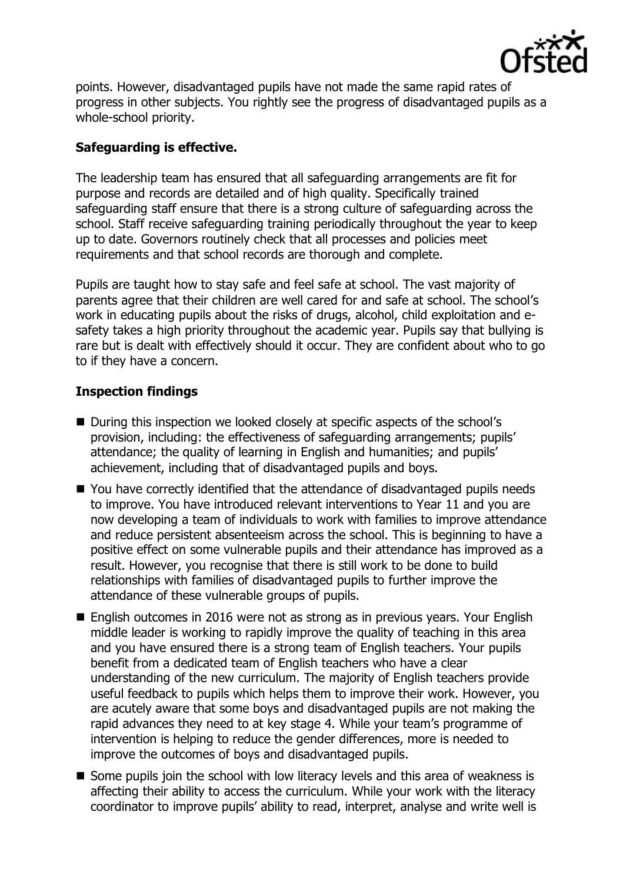points. However, disadvantaged pupils have not made the same rapid rates of progress in other subjects. You rightly see the progress of disadvantaged pupils as a whole-school priority.

**Safeguarding is effective.**

The leadership team has ensured that all safeguarding arrangements are fit for purpose and records are detailed and of high quality. Specifically trained safeguarding staff ensure that there is a strong culture of safeguarding across the school. Staff receive safeguarding training periodically throughout the year to keep up to date. Governors routinely check that all processes and policies meet requirements and that school records are thorough and complete.

Pupils are taught how to stay safe and feel safe at school. The vast majority of parents agree that their children are well cared for and safe at school. The school's work in educating pupils about the risks of drugs, alcohol, child exploitation and e-safety takes a high priority throughout the academic year. Pupils say that bullying is rare but is dealt with effectively should it occur. They are confident about who to go to if they have a concern.

**Inspection findings**

- During this inspection we looked closely at specific aspects of the school's provision, including: the effectiveness of safeguarding arrangements; pupils' attendance; the quality of learning in English and humanities; and pupils' achievement, including that of disadvantaged pupils and boys.
- You have correctly identified that the attendance of disadvantaged pupils needs to improve. You have introduced relevant interventions to Year 11 and you are now developing a team of individuals to work with families to improve attendance and reduce persistent absenteeism across the school. This is beginning to have a positive effect on some vulnerable pupils and their attendance has improved as a result. However, you recognise that there is still work to be done to build relationships with families of disadvantaged pupils to further improve the attendance of these vulnerable groups of pupils.
- English outcomes in 2016 were not as strong as in previous years. Your English middle leader is working to rapidly improve the quality of teaching in this area and you have ensured there is a strong team of English teachers. Your pupils benefit from a dedicated team of English teachers who have a clear understanding of the new curriculum. The majority of English teachers provide useful feedback to pupils which helps them to improve their work. However, you are acutely aware that some boys and disadvantaged pupils are not making the rapid advances they need to at key stage 4. While your team's programme of intervention is helping to reduce the gender differences, more is needed to improve the outcomes of boys and disadvantaged pupils.
- Some pupils join the school with low literacy levels and this area of weakness is affecting their ability to access the curriculum. While your work with the literacy coordinator to improve pupils' ability to read, interpret, analyse and write well is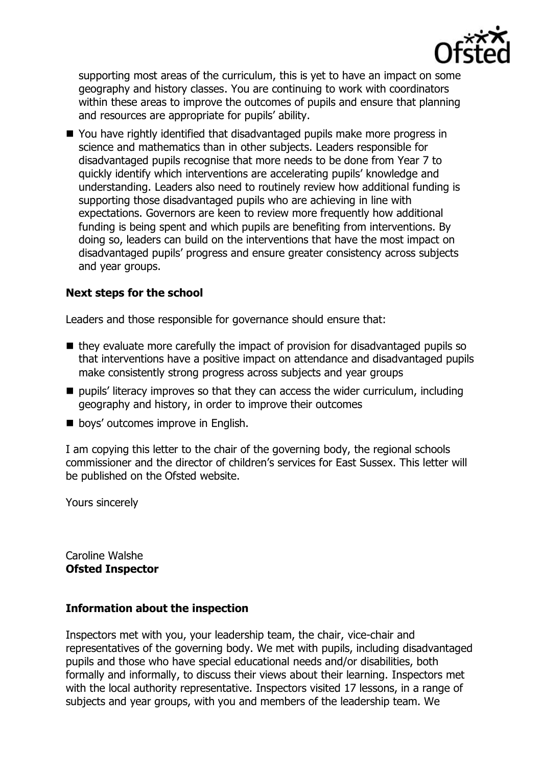supporting most areas of the curriculum, this is yet to have an impact on some geography and history classes. You are continuing to work with coordinators within these areas to improve the outcomes of pupils and ensure that planning and resources are appropriate for pupils' ability.

- You have rightly identified that disadvantaged pupils make more progress in science and mathematics than in other subjects. Leaders responsible for disadvantaged pupils recognise that more needs to be done from Year 7 to quickly identify which interventions are accelerating pupils' knowledge and understanding. Leaders also need to routinely review how additional funding is supporting those disadvantaged pupils who are achieving in line with expectations. Governors are keen to review more frequently how additional funding is being spent and which pupils are benefiting from interventions. By doing so, leaders can build on the interventions that have the most impact on disadvantaged pupils' progress and ensure greater consistency across subjects and year groups.

### Next steps for the school

Leaders and those responsible for governance should ensure that:

- they evaluate more carefully the impact of provision for disadvantaged pupils so that interventions have a positive impact on attendance and disadvantaged pupils make consistently strong progress across subjects and year groups
- pupils' literacy improves so that they can access the wider curriculum, including geography and history, in order to improve their outcomes
- boys' outcomes improve in English.

I am copying this letter to the chair of the governing body, the regional schools commissioner and the director of children's services for East Sussex. This letter will be published on the Ofsted website.

Yours sincerely

Caroline Walshe
**Ofsted Inspector**

### Information about the inspection

Inspectors met with you, your leadership team, the chair, vice-chair and representatives of the governing body. We met with pupils, including disadvantaged pupils and those who have special educational needs and/or disabilities, both formally and informally, to discuss their views about their learning. Inspectors met with the local authority representative. Inspectors visited 17 lessons, in a range of subjects and year groups, with you and members of the leadership team. We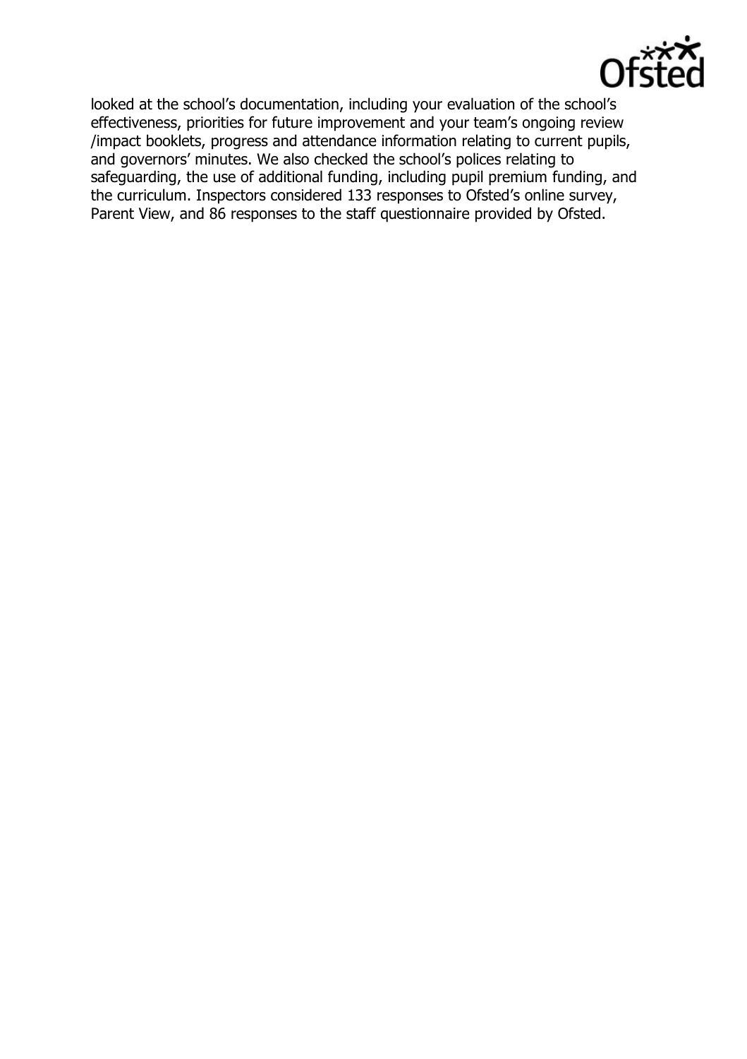looked at the school's documentation, including your evaluation of the school's effectiveness, priorities for future improvement and your team's ongoing review /impact booklets, progress and attendance information relating to current pupils, and governors' minutes. We also checked the school's polices relating to safeguarding, the use of additional funding, including pupil premium funding, and the curriculum. Inspectors considered 133 responses to Ofsted's online survey, Parent View, and 86 responses to the staff questionnaire provided by Ofsted.